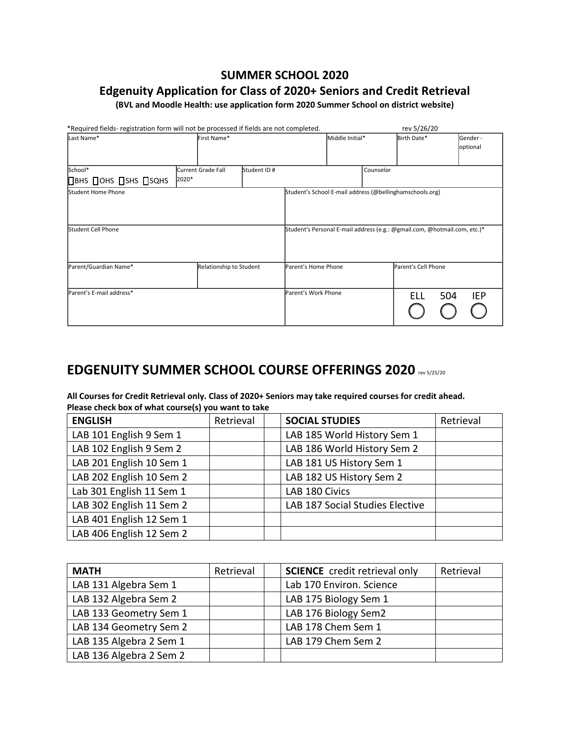## SUMMER SCHOOL 2020

## Edgenuity Application for Class of 2020+ Seniors and Credit Retrieval

**(BVL and Moodle Health: use application form 2020 Summer School on district website)**

*Required fields- registration form will not be processed if fields are not completed. rev 5/26/20

| | | | | |
|---|---|---|---|---|
| Last Name* | First Name* | Middle Initial* | Birth Date* | Gender - optional |
| School* ☐BHS ☐OHS ☐SHS ☐SQHS | Current Grade Fall 2020* | Student ID # | Counselor | |
| Student Home Phone | | Student's School E-mail address (@bellinghamschools.org) | | |
| Student Cell Phone | | Student's Personal E-mail address (e.g.: @gmail.com, @hotmail.com, etc.)* | | |
| Parent/Guardian Name* | Relationship to Student | Parent's Home Phone | Parent's Cell Phone | |
| Parent's E-mail address* | | Parent's Work Phone | ELL ◯ 504 ◯ IEP ◯ | |

# EDGENUITY SUMMER SCHOOL COURSE OFFERINGS 2020 rev 5/25/20

**All Courses for Credit Retrieval only. Class of 2020+ Seniors may take required courses for credit ahead.**
**Please check box of what course(s) you want to take**

| **ENGLISH** | Retrieval | | **SOCIAL STUDIES** | Retrieval |
|---|---|---|---|---|
| LAB 101 English 9 Sem 1 | | | LAB 185 World History Sem 1 | |
| LAB 102 English 9 Sem 2 | | | LAB 186 World History Sem 2 | |
| LAB 201 English 10 Sem 1 | | | LAB 181 US History Sem 1 | |
| LAB 202 English 10 Sem 2 | | | LAB 182 US History Sem 2 | |
| Lab 301 English 11 Sem 1 | | | LAB 180 Civics | |
| LAB 302 English 11 Sem 2 | | | LAB 187 Social Studies Elective | |
| LAB 401 English 12 Sem 1 | | | | |
| LAB 406 English 12 Sem 2 | | | | |

| **MATH** | Retrieval | | **SCIENCE** credit retrieval only | Retrieval |
|---|---|---|---|---|
| LAB 131 Algebra Sem 1 | | | Lab 170 Environ. Science | |
| LAB 132 Algebra Sem 2 | | | LAB 175 Biology Sem 1 | |
| LAB 133 Geometry Sem 1 | | | LAB 176 Biology Sem2 | |
| LAB 134 Geometry Sem 2 | | | LAB 178 Chem Sem 1 | |
| LAB 135 Algebra 2 Sem 1 | | | LAB 179 Chem Sem 2 | |
| LAB 136 Algebra 2 Sem 2 | | | | |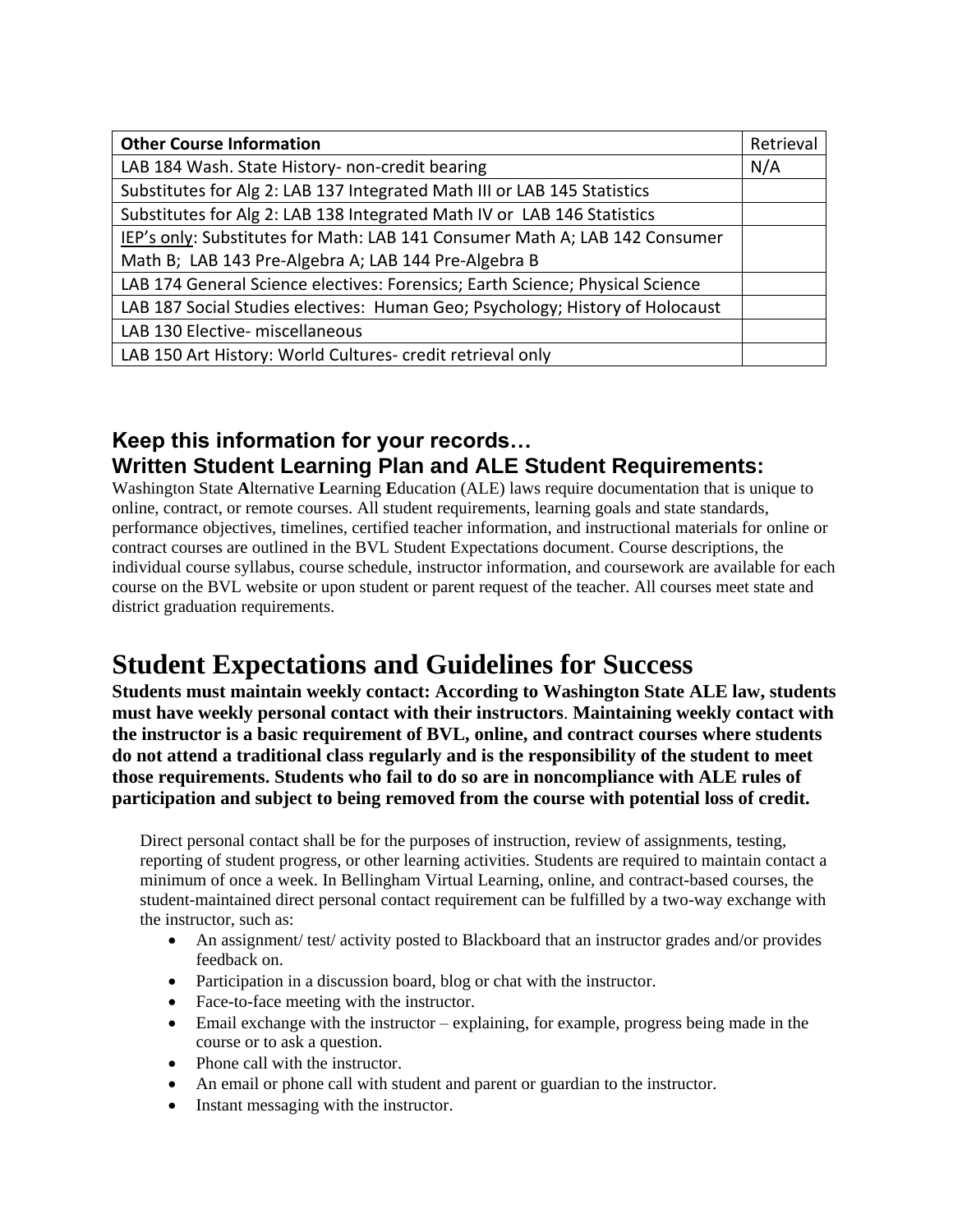| **Other Course Information** | Retrieval |
|---|---|
| LAB 184 Wash. State History- non-credit bearing | N/A |
| Substitutes for Alg 2: LAB 137 Integrated Math III or LAB 145 Statistics | |
| Substitutes for Alg 2: LAB 138 Integrated Math IV or LAB 146 Statistics | |
| IEP's only: Substitutes for Math: LAB 141 Consumer Math A; LAB 142 Consumer Math B; LAB 143 Pre-Algebra A; LAB 144 Pre-Algebra B | |
| LAB 174 General Science electives: Forensics; Earth Science; Physical Science | |
| LAB 187 Social Studies electives: Human Geo; Psychology; History of Holocaust | |
| LAB 130 Elective- miscellaneous | |
| LAB 150 Art History: World Cultures- credit retrieval only | |

### Keep this information for your records…
### Written Student Learning Plan and ALE Student Requirements:

Washington State **A**lternative **L**earning **E**ducation (ALE) laws require documentation that is unique to online, contract, or remote courses. All student requirements, learning goals and state standards, performance objectives, timelines, certified teacher information, and instructional materials for online or contract courses are outlined in the BVL Student Expectations document. Course descriptions, the individual course syllabus, course schedule, instructor information, and coursework are available for each course on the BVL website or upon student or parent request of the teacher. All courses meet state and district graduation requirements.

# Student Expectations and Guidelines for Success

**Students must maintain weekly contact: According to Washington State ALE law, students must have weekly personal contact with their instructors**. **Maintaining weekly contact with the instructor is a basic requirement of BVL, online, and contract courses where students do not attend a traditional class regularly and is the responsibility of the student to meet those requirements. Students who fail to do so are in noncompliance with ALE rules of participation and subject to being removed from the course with potential loss of credit.**

Direct personal contact shall be for the purposes of instruction, review of assignments, testing, reporting of student progress, or other learning activities. Students are required to maintain contact a minimum of once a week. In Bellingham Virtual Learning, online, and contract-based courses, the student-maintained direct personal contact requirement can be fulfilled by a two-way exchange with the instructor, such as:

- An assignment/ test/ activity posted to Blackboard that an instructor grades and/or provides feedback on.
- Participation in a discussion board, blog or chat with the instructor.
- Face-to-face meeting with the instructor.
- Email exchange with the instructor – explaining, for example, progress being made in the course or to ask a question.
- Phone call with the instructor.
- An email or phone call with student and parent or guardian to the instructor.
- Instant messaging with the instructor.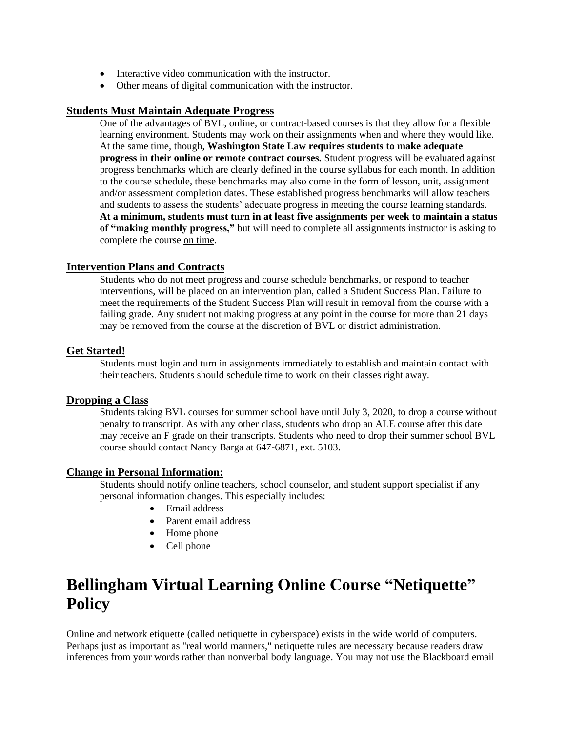- Interactive video communication with the instructor.
- Other means of digital communication with the instructor.

### <u>Students Must Maintain Adequate Progress</u>

One of the advantages of BVL, online, or contract-based courses is that they allow for a flexible learning environment. Students may work on their assignments when and where they would like. At the same time, though, **Washington State Law requires students to make adequate progress in their online or remote contract courses.** Student progress will be evaluated against progress benchmarks which are clearly defined in the course syllabus for each month. In addition to the course schedule, these benchmarks may also come in the form of lesson, unit, assignment and/or assessment completion dates. These established progress benchmarks will allow teachers and students to assess the students' adequate progress in meeting the course learning standards. **At a minimum, students must turn in at least five assignments per week to maintain a status of "making monthly progress,"** but will need to complete all assignments instructor is asking to complete the course <u>on time</u>.

### <u>Intervention Plans and Contracts</u>

Students who do not meet progress and course schedule benchmarks, or respond to teacher interventions, will be placed on an intervention plan, called a Student Success Plan. Failure to meet the requirements of the Student Success Plan will result in removal from the course with a failing grade. Any student not making progress at any point in the course for more than 21 days may be removed from the course at the discretion of BVL or district administration.

### <u>Get Started!</u>

Students must login and turn in assignments immediately to establish and maintain contact with their teachers. Students should schedule time to work on their classes right away.

### <u>Dropping a Class</u>

Students taking BVL courses for summer school have until July 3, 2020, to drop a course without penalty to transcript. As with any other class, students who drop an ALE course after this date may receive an F grade on their transcripts. Students who need to drop their summer school BVL course should contact Nancy Barga at 647-6871, ext. 5103.

### <u>Change in Personal Information:</u>

Students should notify online teachers, school counselor, and student support specialist if any personal information changes. This especially includes:

- Email address
- Parent email address
- Home phone
- Cell phone

# Bellingham Virtual Learning Online Course "Netiquette" Policy

Online and network etiquette (called netiquette in cyberspace) exists in the wide world of computers. Perhaps just as important as "real world manners," netiquette rules are necessary because readers draw inferences from your words rather than nonverbal body language. You <u>may not use</u> the Blackboard email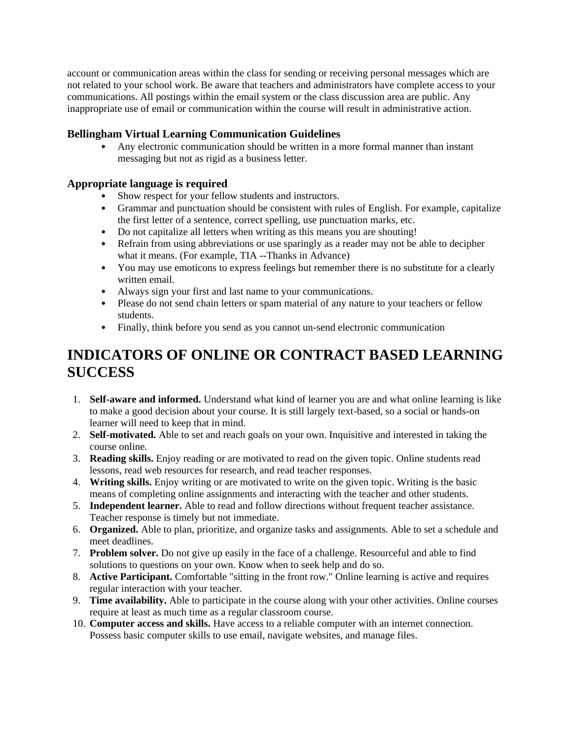account or communication areas within the class for sending or receiving personal messages which are not related to your school work. Be aware that teachers and administrators have complete access to your communications. All postings within the email system or the class discussion area are public. Any inappropriate use of email or communication within the course will result in administrative action.

### Bellingham Virtual Learning Communication Guidelines

- Any electronic communication should be written in a more formal manner than instant messaging but not as rigid as a business letter.

### Appropriate language is required

- Show respect for your fellow students and instructors.
- Grammar and punctuation should be consistent with rules of English. For example, capitalize the first letter of a sentence, correct spelling, use punctuation marks, etc.
- Do not capitalize all letters when writing as this means you are shouting!
- Refrain from using abbreviations or use sparingly as a reader may not be able to decipher what it means. (For example, TIA --Thanks in Advance)
- You may use emoticons to express feelings but remember there is no substitute for a clearly written email.
- Always sign your first and last name to your communications.
- Please do not send chain letters or spam material of any nature to your teachers or fellow students.
- Finally, think before you send as you cannot un-send electronic communication

# INDICATORS OF ONLINE OR CONTRACT BASED LEARNING SUCCESS

1. **Self-aware and informed.** Understand what kind of learner you are and what online learning is like to make a good decision about your course. It is still largely text-based, so a social or hands-on learner will need to keep that in mind.
2. **Self-motivated.** Able to set and reach goals on your own. Inquisitive and interested in taking the course online.
3. **Reading skills.** Enjoy reading or are motivated to read on the given topic. Online students read lessons, read web resources for research, and read teacher responses.
4. **Writing skills.** Enjoy writing or are motivated to write on the given topic. Writing is the basic means of completing online assignments and interacting with the teacher and other students.
5. **Independent learner.** Able to read and follow directions without frequent teacher assistance. Teacher response is timely but not immediate.
6. **Organized.** Able to plan, prioritize, and organize tasks and assignments. Able to set a schedule and meet deadlines.
7. **Problem solver.** Do not give up easily in the face of a challenge. Resourceful and able to find solutions to questions on your own. Know when to seek help and do so.
8. **Active Participant.** Comfortable "sitting in the front row." Online learning is active and requires regular interaction with your teacher.
9. **Time availability.** Able to participate in the course along with your other activities. Online courses require at least as much time as a regular classroom course.
10. **Computer access and skills.** Have access to a reliable computer with an internet connection. Possess basic computer skills to use email, navigate websites, and manage files.